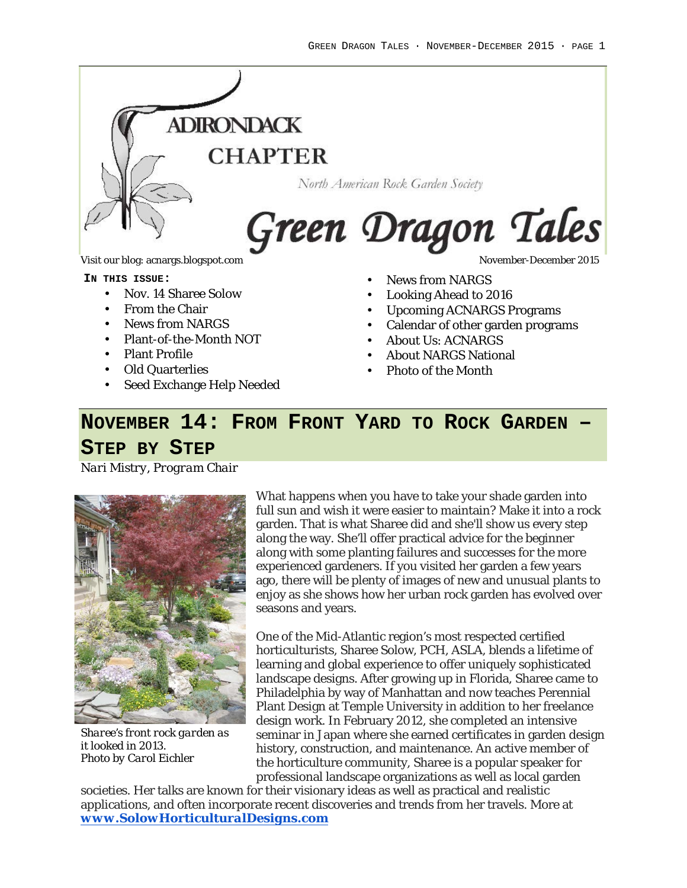# Adirondack Chapter

North American Rock Garden Society

# Green Dragon Tales

Visit our blog: acnargs.blogspot.com

November-December 2015

**In this issue:**

- Nov. 14 Sharee Solow
- From the Chair
- News from NARGS
- Plant-of-the-Month NOT
- Plant Profile
- Old Quarterlies
- Seed Exchange Help Needed
- News from NARGS
- Looking Ahead to 2016
- Upcoming ACNARGS Programs
- Calendar of other garden programs
- About Us: ACNARGS
- About NARGS National
- Photo of the Month

## November 14: From Front Yard to Rock Garden – Step by Step

*Nari Mistry, Program Chair*

*Sharee's front rock garden as it looked in 2013. Photo by Carol Eichler*

What happens when you have to take your shade garden into full sun and wish it were easier to maintain? Make it into a rock garden. That is what Sharee did and she'll show us every step along the way. She'll offer practical advice for the beginner along with some planting failures and successes for the more experienced gardeners. If you visited her garden a few years ago, there will be plenty of images of new and unusual plants to enjoy as she shows how her urban rock garden has evolved over seasons and years.

One of the Mid-Atlantic region's most respected certified horticulturists, Sharee Solow, PCH, ASLA, blends a lifetime of learning and global experience to offer uniquely sophisticated landscape designs. After growing up in Florida, Sharee came to Philadelphia by way of Manhattan and now teaches Perennial Plant Design at Temple University in addition to her freelance design work. In February 2012, she completed an intensive seminar in Japan where she earned certificates in garden design history, construction, and maintenance. An active member of the horticulture community, Sharee is a popular speaker for professional landscape organizations as well as local garden societies. Her talks are known for their visionary ideas as well as practical and realistic applications, and often incorporate recent discoveries and trends from her travels. More at **www.SolowHorticulturalDesigns.com**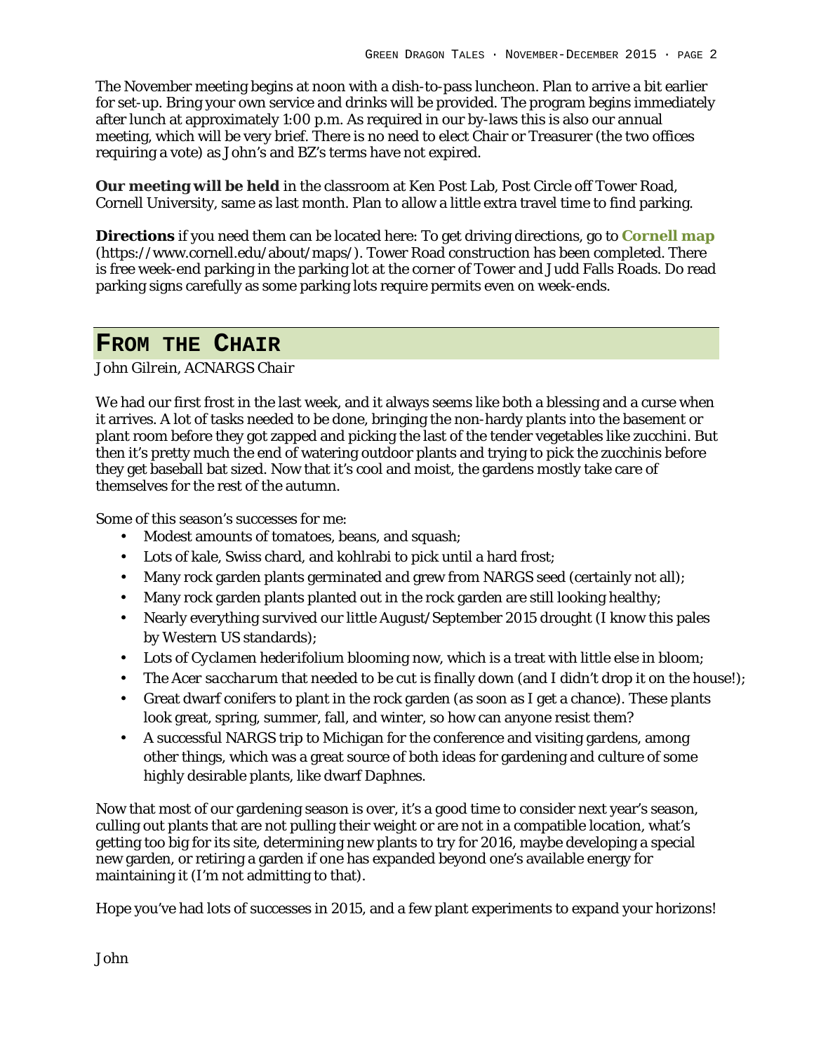The November meeting begins at noon with a dish-to-pass luncheon. Plan to arrive a bit earlier for set-up. Bring your own service and drinks will be provided. The program begins immediately after lunch at approximately 1:00 p.m. As required in our by-laws this is also our annual meeting, which will be very brief. There is no need to elect Chair or Treasurer (the two offices requiring a vote) as John's and BZ's terms have not expired.

**Our meeting will be held** in the classroom at Ken Post Lab, Post Circle off Tower Road, Cornell University, same as last month. Plan to allow a little extra travel time to find parking.

**Directions** if you need them can be located here: To get driving directions, go to **Cornell map** (https://www.cornell.edu/about/maps/). Tower Road construction has been completed. There is free week-end parking in the parking lot at the corner of Tower and Judd Falls Roads. Do read parking signs carefully as some parking lots require permits even on week-ends.

## From the Chair

*John Gilrein, ACNARGS Chair*

We had our first frost in the last week, and it always seems like both a blessing and a curse when it arrives. A lot of tasks needed to be done, bringing the non-hardy plants into the basement or plant room before they got zapped and picking the last of the tender vegetables like zucchini. But then it's pretty much the end of watering outdoor plants and trying to pick the zucchinis before they get baseball bat sized. Now that it's cool and moist, the gardens mostly take care of themselves for the rest of the autumn.

Some of this season's successes for me:

- Modest amounts of tomatoes, beans, and squash;
- Lots of kale, Swiss chard, and kohlrabi to pick until a hard frost;
- Many rock garden plants germinated and grew from NARGS seed (certainly not all);
- Many rock garden plants planted out in the rock garden are still looking healthy;
- Nearly everything survived our little August/September 2015 drought (I know this pales by Western US standards);
- Lots of *Cyclamen hederifolium* blooming now, which is a treat with little else in bloom;
- The *Acer saccharum* that needed to be cut is finally down (and I didn't drop it on the house!);
- Great dwarf conifers to plant in the rock garden (as soon as I get a chance). These plants look great, spring, summer, fall, and winter, so how can anyone resist them?
- A successful NARGS trip to Michigan for the conference and visiting gardens, among other things, which was a great source of both ideas for gardening and culture of some highly desirable plants, like dwarf Daphnes.

Now that most of our gardening season is over, it's a good time to consider next year's season, culling out plants that are not pulling their weight or are not in a compatible location, what's getting too big for its site, determining new plants to try for 2016, maybe developing a special new garden, or retiring a garden if one has expanded beyond one's available energy for maintaining it (I'm not admitting to that).

Hope you've had lots of successes in 2015, and a few plant experiments to expand your horizons!

John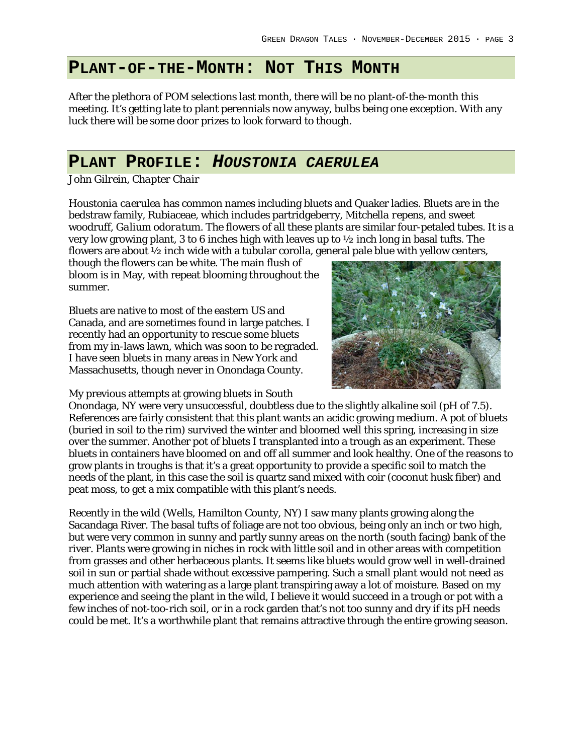## Plant-of-the-Month: Not This Month

After the plethora of POM selections last month, there will be no plant-of-the-month this meeting. It's getting late to plant perennials now anyway, bulbs being one exception. With any luck there will be some door prizes to look forward to though.

## Plant Profile: *Houstonia caerulea*

*John Gilrein, Chapter Chair*

*Houstonia caerulea* has common names including bluets and Quaker ladies. Bluets are in the bedstraw family, Rubiaceae, which includes partridgeberry, *Mitchella repens*, and sweet woodruff, *Galium odoratum*. The flowers of all these plants are similar four-petaled tubes. It is a very low growing plant, 3 to 6 inches high with leaves up to ½ inch long in basal tufts. The flowers are about ½ inch wide with a tubular corolla, general pale blue with yellow centers, though the flowers can be white. The main flush of bloom is in May, with repeat blooming throughout the summer.

Bluets are native to most of the eastern US and Canada, and are sometimes found in large patches. I recently had an opportunity to rescue some bluets from my in-laws lawn, which was soon to be regraded. I have seen bluets in many areas in New York and Massachusetts, though never in Onondaga County.

My previous attempts at growing bluets in South Onondaga, NY were very unsuccessful, doubtless due to the slightly alkaline soil (pH of 7.5). References are fairly consistent that this plant wants an acidic growing medium. A pot of bluets (buried in soil to the rim) survived the winter and bloomed well this spring, increasing in size over the summer. Another pot of bluets I transplanted into a trough as an experiment. These bluets in containers have bloomed on and off all summer and look healthy. One of the reasons to grow plants in troughs is that it's a great opportunity to provide a specific soil to match the needs of the plant, in this case the soil is quartz sand mixed with coir (coconut husk fiber) and peat moss, to get a mix compatible with this plant's needs.

Recently in the wild (Wells, Hamilton County, NY) I saw many plants growing along the Sacandaga River. The basal tufts of foliage are not too obvious, being only an inch or two high, but were very common in sunny and partly sunny areas on the north (south facing) bank of the river. Plants were growing in niches in rock with little soil and in other areas with competition from grasses and other herbaceous plants. It seems like bluets would grow well in well-drained soil in sun or partial shade without excessive pampering. Such a small plant would not need as much attention with watering as a large plant transpiring away a lot of moisture. Based on my experience and seeing the plant in the wild, I believe it would succeed in a trough or pot with a few inches of not-too-rich soil, or in a rock garden that's not too sunny and dry if its pH needs could be met. It's a worthwhile plant that remains attractive through the entire growing season.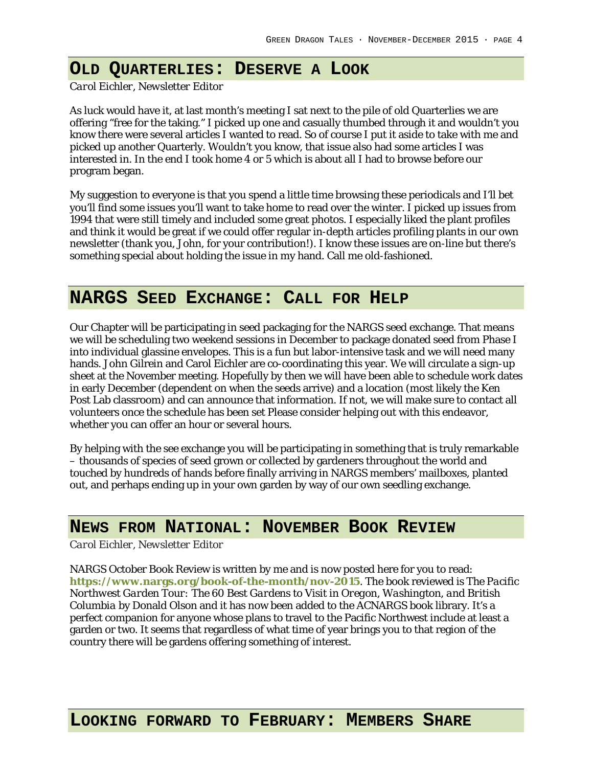## Old Quarterlies: Deserve a Look

*Carol Eichler, Newsletter Editor*

As luck would have it, at last month's meeting I sat next to the pile of old Quarterlies we are offering "free for the taking." I picked up one and casually thumbed through it and wouldn't you know there were several articles I wanted to read. So of course I put it aside to take with me and picked up another Quarterly. Wouldn't you know, that issue also had some articles I was interested in. In the end I took home 4 or 5 which is about all I had to browse before our program began.

My suggestion to everyone is that you spend a little time browsing these periodicals and I'll bet you'll find some issues you'll want to take home to read over the winter. I picked up issues from 1994 that were still timely and included some great photos. I especially liked the plant profiles and think it would be great if we could offer regular in-depth articles profiling plants in our own newsletter (thank you, John, for your contribution!). I know these issues are on-line but there's something special about holding the issue in my hand. Call me old-fashioned.

## NARGS Seed Exchange: Call for Help

Our Chapter will be participating in seed packaging for the NARGS seed exchange. That means we will be scheduling two weekend sessions in December to package donated seed from Phase I into individual glassine envelopes. This is a fun but labor-intensive task and we will need many hands. John Gilrein and Carol Eichler are co-coordinating this year. We will circulate a sign-up sheet at the November meeting. Hopefully by then we will have been able to schedule work dates in early December (dependent on when the seeds arrive) and a location (most likely the Ken Post Lab classroom) and can announce that information. If not, we will make sure to contact all volunteers once the schedule has been set Please consider helping out with this endeavor, whether you can offer an hour or several hours.

By helping with the see exchange you will be participating in something that is truly remarkable – thousands of species of seed grown or collected by gardeners throughout the world and touched by hundreds of hands before finally arriving in NARGS members' mailboxes, planted out, and perhaps ending up in your own garden by way of our own seedling exchange.

## News from National: November Book Review

*Carol Eichler, Newsletter Editor*

NARGS October Book Review is written by me and is now posted here for you to read: **https://www.nargs.org/book-of-the-month/nov-2015**. The book reviewed is *The Pacific Northwest Garden Tour: The 60 Best Gardens to Visit in Oregon, Washington, and British Columbia* by Donald Olson and it has now been added to the ACNARGS book library. It's a perfect companion for anyone whose plans to travel to the Pacific Northwest include at least a garden or two. It seems that regardless of what time of year brings you to that region of the country there will be gardens offering something of interest.

## Looking forward to February: Members Share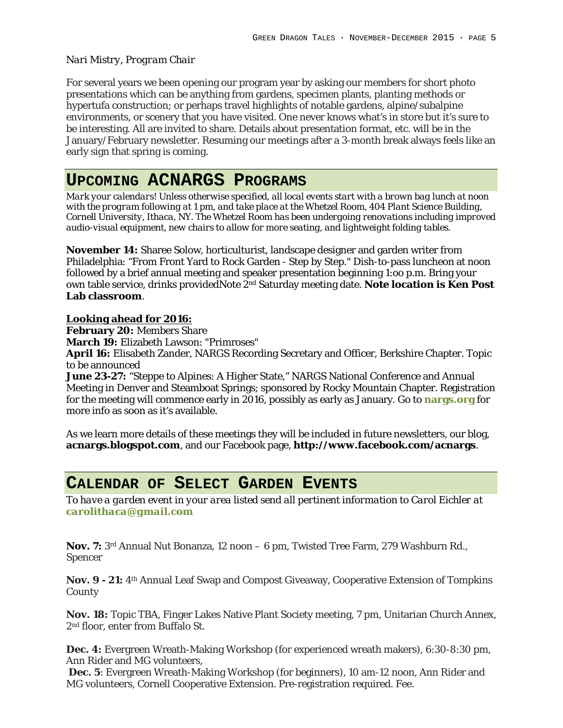*Nari Mistry, Program Chair*

For several years we been opening our program year by asking our members for short photo presentations which can be anything from gardens, specimen plants, planting methods or hypertufa construction; or perhaps travel highlights of notable gardens, alpine/subalpine environments, or scenery that you have visited. One never knows what's in store but it's sure to be interesting. All are invited to share. Details about presentation format, etc. will be in the January/February newsletter. Resuming our meetings after a 3-month break always feels like an early sign that spring is coming.

## Upcoming ACNARGS Programs

*Mark your calendars! Unless otherwise specified, all local events start with a brown bag lunch at noon with the program following at 1 pm, and take place at the Whetzel Room, 404 Plant Science Building, Cornell University, Ithaca, NY. The Whetzel Room has been undergoing renovations including improved audio-visual equipment, new chairs to allow for more seating, and lightweight folding tables.*

**November 14:** Sharee Solow, horticulturist, landscape designer and garden writer from Philadelphia: "From Front Yard to Rock Garden - Step by Step." Dish-to-pass luncheon at noon followed by a brief annual meeting and speaker presentation beginning 1:oo p.m. Bring your own table service, drinks providedNote 2nd Saturday meeting date. **Note location is Ken Post Lab classroom**.

**Looking ahead for 2016:**
**February 20:** Members Share
**March 19:** Elizabeth Lawson: "Primroses"
**April 16:** Elisabeth Zander, NARGS Recording Secretary and Officer, Berkshire Chapter. Topic to be announced
**June 23-27:** "Steppe to Alpines: A Higher State," NARGS National Conference and Annual Meeting in Denver and Steamboat Springs; sponsored by Rocky Mountain Chapter. Registration for the meeting will commence early in 2016, possibly as early as January. Go to **nargs.org** for more info as soon as it's available.

As we learn more details of these meetings they will be included in future newsletters, our blog, **acnargs.blogspot.com**, and our Facebook page, **http://www.facebook.com/acnargs**.

## Calendar of Select Garden Events

*To have a garden event in your area listed send all pertinent information to Carol Eichler at* **carolithaca@gmail.com**

**Nov. 7:** 3rd Annual Nut Bonanza, 12 noon – 6 pm, Twisted Tree Farm, 279 Washburn Rd., Spencer

**Nov. 9 - 21:** 4th Annual Leaf Swap and Compost Giveaway, Cooperative Extension of Tompkins County

**Nov. 18:** Topic TBA, Finger Lakes Native Plant Society meeting, 7 pm, Unitarian Church Annex, 2nd floor, enter from Buffalo St.

**Dec. 4:** Evergreen Wreath-Making Workshop (for experienced wreath makers), 6:30-8:30 pm, Ann Rider and MG volunteers,
**Dec. 5**: Evergreen Wreath-Making Workshop (for beginners), 10 am-12 noon, Ann Rider and MG volunteers, Cornell Cooperative Extension. Pre-registration required. Fee.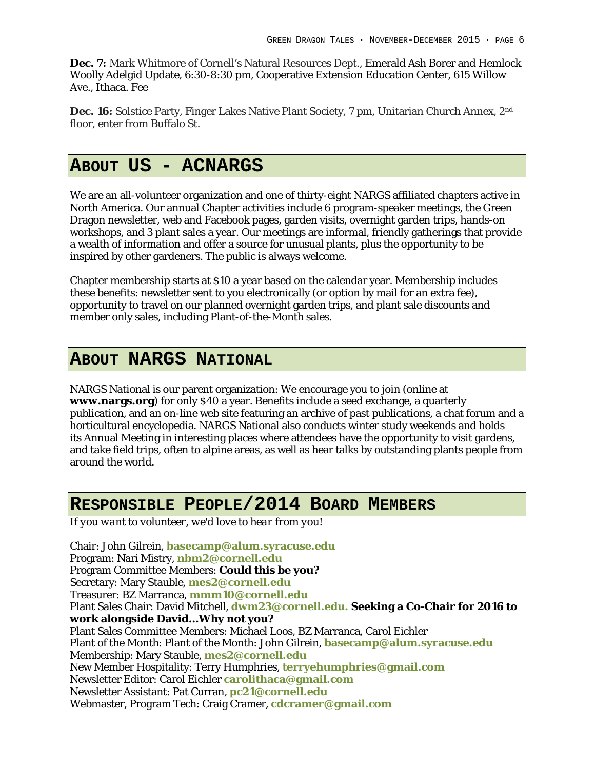**Dec. 7:** Mark Whitmore of Cornell's Natural Resources Dept., Emerald Ash Borer and Hemlock Woolly Adelgid Update, 6:30-8:30 pm, Cooperative Extension Education Center, 615 Willow Ave., Ithaca. Fee

**Dec. 16:** Solstice Party, Finger Lakes Native Plant Society, 7 pm, Unitarian Church Annex, 2nd floor, enter from Buffalo St.

## About Us - ACNARGS

We are an all-volunteer organization and one of thirty-eight NARGS affiliated chapters active in North America. Our annual Chapter activities include 6 program-speaker meetings, the Green Dragon newsletter, web and Facebook pages, garden visits, overnight garden trips, hands-on workshops, and 3 plant sales a year. Our meetings are informal, friendly gatherings that provide a wealth of information and offer a source for unusual plants, plus the opportunity to be inspired by other gardeners. The public is always welcome.

Chapter membership starts at $10 a year based on the calendar year. Membership includes these benefits: newsletter sent to you electronically (or option by mail for an extra fee), opportunity to travel on our planned overnight garden trips, and plant sale discounts and member only sales, including Plant-of-the-Month sales.

## About NARGS National

NARGS National is our parent organization: We encourage you to join (online at **www.nargs.org**) for only $40 a year. Benefits include a seed exchange, a quarterly publication, and an on-line web site featuring an archive of past publications, a chat forum and a horticultural encyclopedia. NARGS National also conducts winter study weekends and holds its Annual Meeting in interesting places where attendees have the opportunity to visit gardens, and take field trips, often to alpine areas, as well as hear talks by outstanding plants people from around the world.

## Responsible People/2014 Board Members

*If you want to volunteer, we'd love to hear from you!*

Chair: John Gilrein, **basecamp@alum.syracuse.edu**
Program: Nari Mistry, **nbm2@cornell.edu**
Program Committee Members: **Could this be you?**
Secretary: Mary Stauble, **mes2@cornell.edu**
Treasurer: BZ Marranca, **mmm10@cornell.edu**
Plant Sales Chair: David Mitchell, **dwm23@cornell.edu. Seeking a Co-Chair for 2016 to work alongside David…Why not you?**
Plant Sales Committee Members: Michael Loos, BZ Marranca, Carol Eichler
Plant of the Month: Plant of the Month: John Gilrein, **basecamp@alum.syracuse.edu**
Membership: Mary Stauble, **mes2@cornell.edu**
New Member Hospitality: Terry Humphries, **terryehumphries@gmail.com**
Newsletter Editor: Carol Eichler **carolithaca@gmail.com**
Newsletter Assistant: Pat Curran, **pc21@cornell.edu**
Webmaster, Program Tech: Craig Cramer, **cdcramer@gmail.com**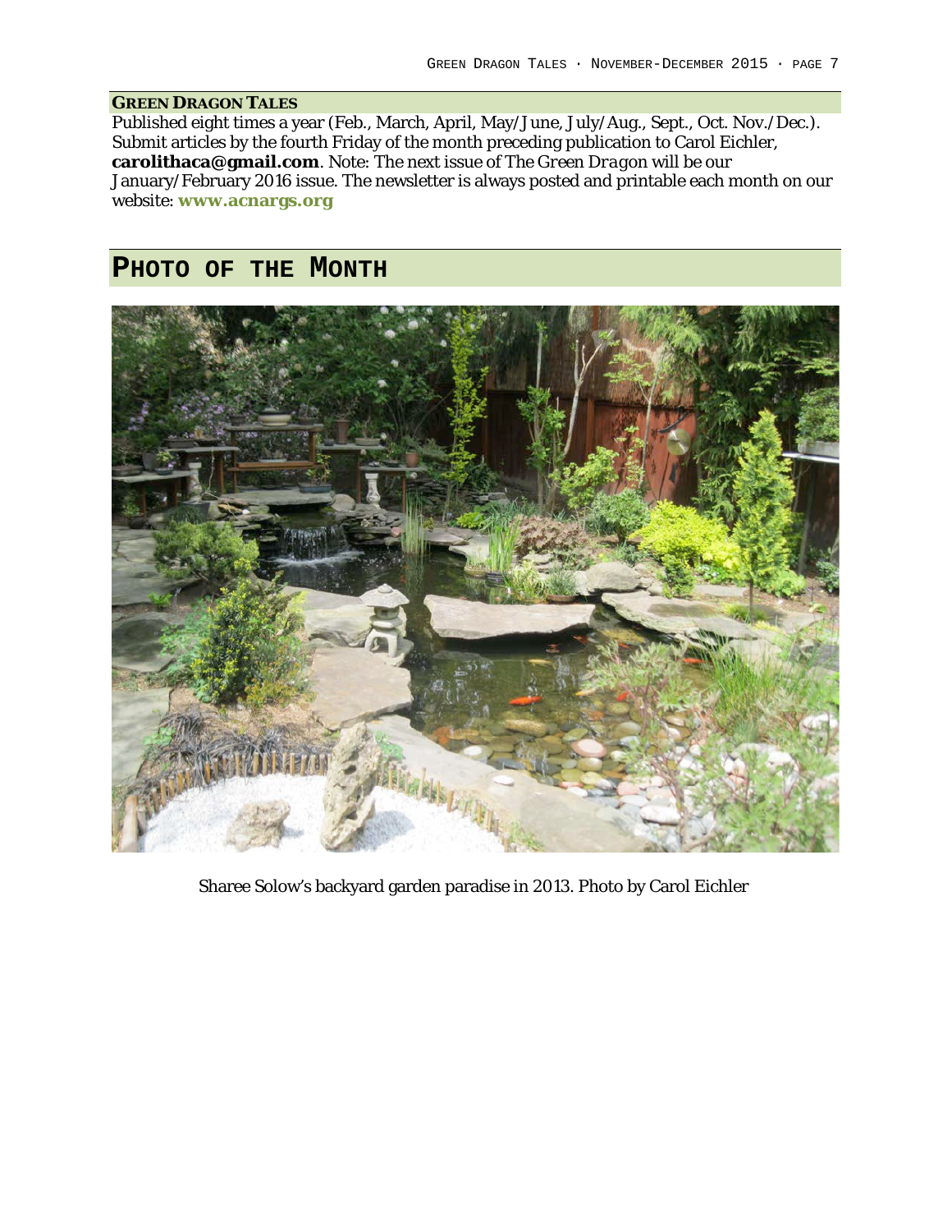## GREEN DRAGON TALES

Published eight times a year (Feb., March, April, May/June, July/Aug., Sept., Oct. Nov./Dec.). Submit articles by the fourth Friday of the month preceding publication to Carol Eichler, **carolithaca@gmail.com**. Note: The next issue of *The Green Dragon* will be our January/February 2016 issue. The newsletter is always posted and printable each month on our website: **www.acnargs.org**

# PHOTO OF THE MONTH

Sharee Solow's backyard garden paradise in 2013. Photo by Carol Eichler